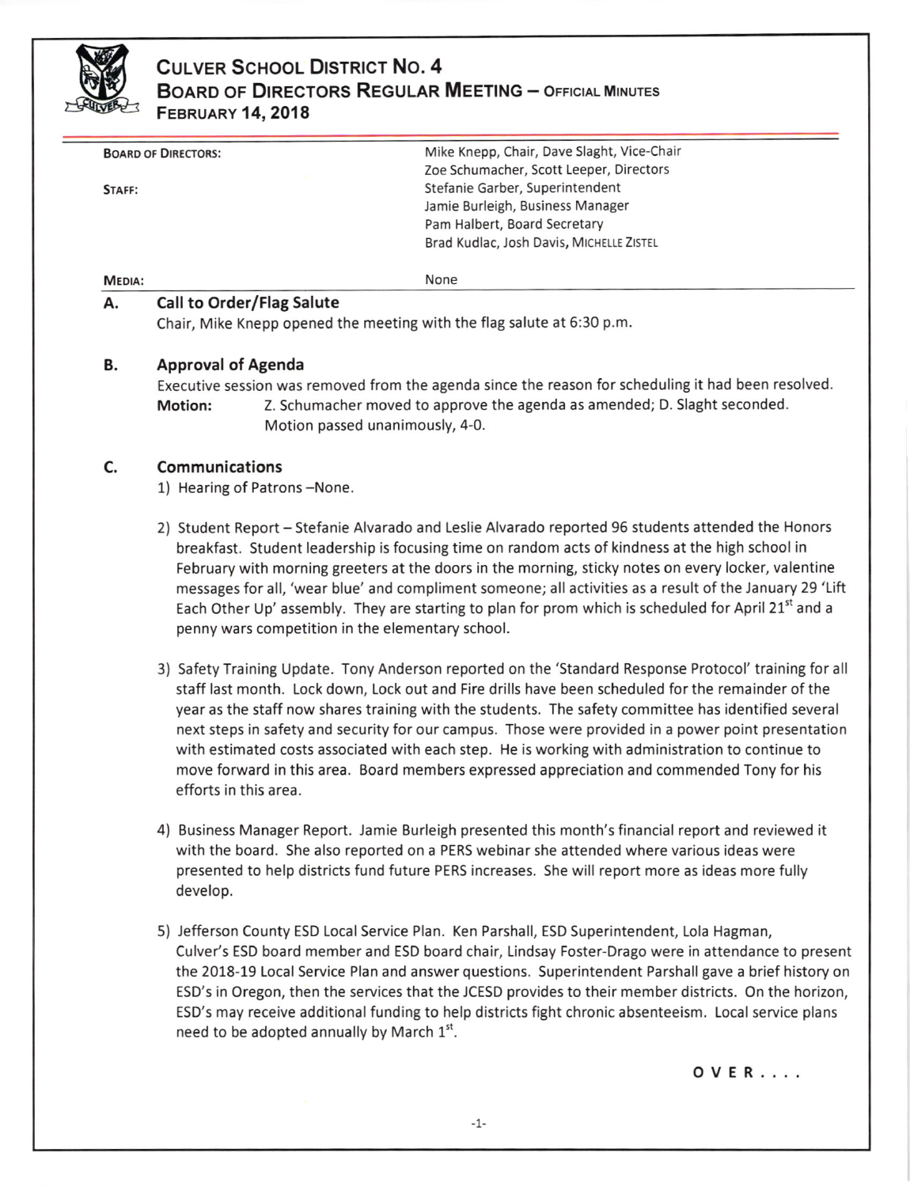# Culver School District No. 4
## Board of Directors Regular Meeting – Official Minutes
### February 14, 2018

| | |
|---|---|
| **Board of Directors:** | Mike Knepp, Chair, Dave Slaght, Vice-Chair<br>Zoe Schumacher, Scott Leeper, Directors |
| **Staff:** | Stefanie Garber, Superintendent<br>Jamie Burleigh, Business Manager<br>Pam Halbert, Board Secretary<br>Brad Kudlac, Josh Davis, Michelle Zistel |
| **Media:** | None |

### A. Call to Order/Flag Salute

Chair, Mike Knepp opened the meeting with the flag salute at 6:30 p.m.

### B. Approval of Agenda

Executive session was removed from the agenda since the reason for scheduling it had been resolved.

**Motion:** Z. Schumacher moved to approve the agenda as amended; D. Slaght seconded. Motion passed unanimously, 4-0.

### C. Communications

1) Hearing of Patrons –None.

2) Student Report – Stefanie Alvarado and Leslie Alvarado reported 96 students attended the Honors breakfast. Student leadership is focusing time on random acts of kindness at the high school in February with morning greeters at the doors in the morning, sticky notes on every locker, valentine messages for all, 'wear blue' and compliment someone; all activities as a result of the January 29 'Lift Each Other Up' assembly. They are starting to plan for prom which is scheduled for April 21st and a penny wars competition in the elementary school.

3) Safety Training Update. Tony Anderson reported on the 'Standard Response Protocol' training for all staff last month. Lock down, Lock out and Fire drills have been scheduled for the remainder of the year as the staff now shares training with the students. The safety committee has identified several next steps in safety and security for our campus. Those were provided in a power point presentation with estimated costs associated with each step. He is working with administration to continue to move forward in this area. Board members expressed appreciation and commended Tony for his efforts in this area.

4) Business Manager Report. Jamie Burleigh presented this month's financial report and reviewed it with the board. She also reported on a PERS webinar she attended where various ideas were presented to help districts fund future PERS increases. She will report more as ideas more fully develop.

5) Jefferson County ESD Local Service Plan. Ken Parshall, ESD Superintendent, Lola Hagman, Culver's ESD board member and ESD board chair, Lindsay Foster-Drago were in attendance to present the 2018-19 Local Service Plan and answer questions. Superintendent Parshall gave a brief history on ESD's in Oregon, then the services that the JCESD provides to their member districts. On the horizon, ESD's may receive additional funding to help districts fight chronic absenteeism. Local service plans need to be adopted annually by March 1st.

OVER....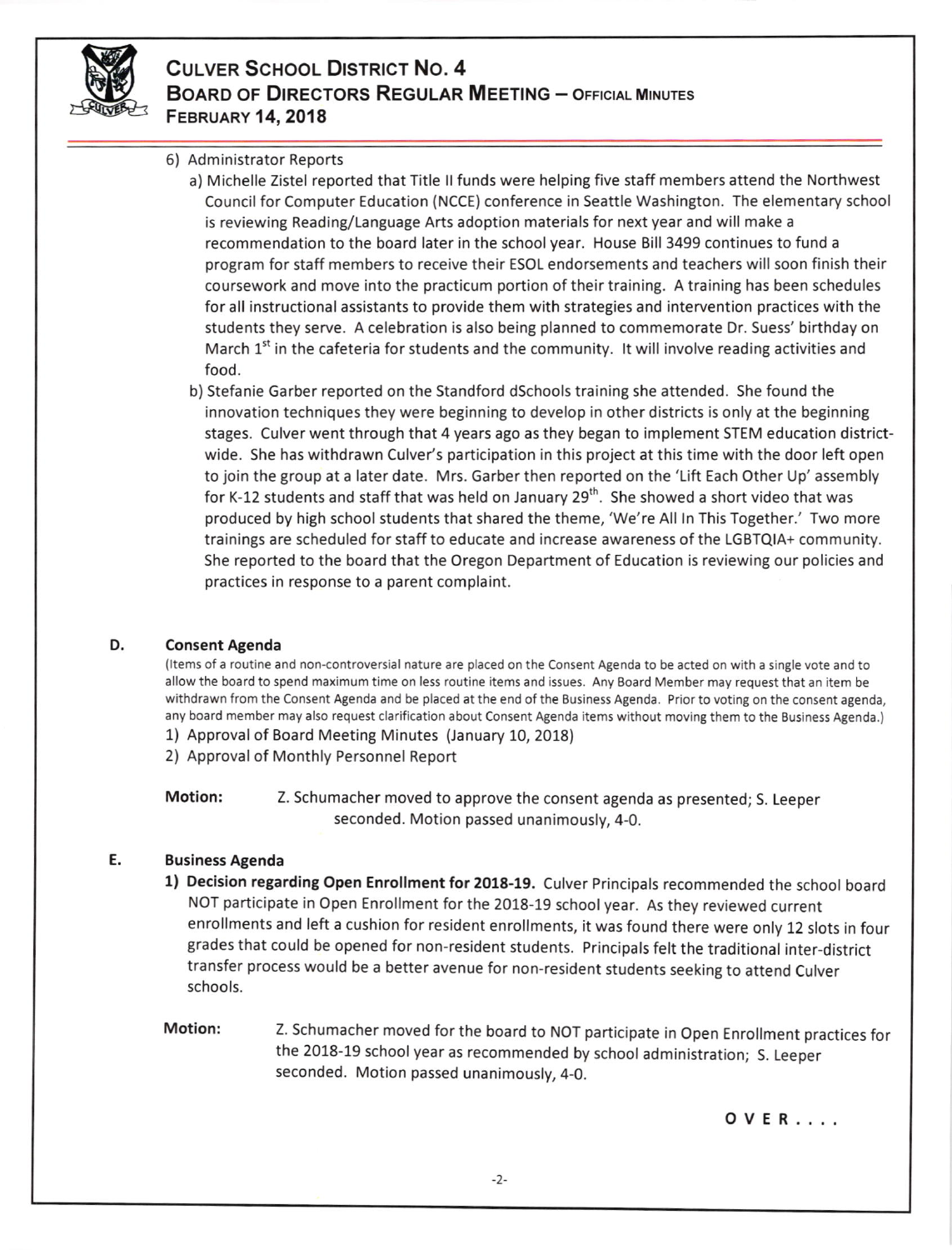6) Administrator Reports

a) Michelle Zistel reported that Title II funds were helping five staff members attend the Northwest Council for Computer Education (NCCE) conference in Seattle Washington. The elementary school is reviewing Reading/Language Arts adoption materials for next year and will make a recommendation to the board later in the school year. House Bill 3499 continues to fund a program for staff members to receive their ESOL endorsements and teachers will soon finish their coursework and move into the practicum portion of their training. A training has been schedules for all instructional assistants to provide them with strategies and intervention practices with the students they serve. A celebration is also being planned to commemorate Dr. Suess' birthday on March 1st in the cafeteria for students and the community. It will involve reading activities and food.

b) Stefanie Garber reported on the Standford dSchools training she attended. She found the innovation techniques they were beginning to develop in other districts is only at the beginning stages. Culver went through that 4 years ago as they began to implement STEM education district-wide. She has withdrawn Culver's participation in this project at this time with the door left open to join the group at a later date. Mrs. Garber then reported on the 'Lift Each Other Up' assembly for K-12 students and staff that was held on January 29th. She showed a short video that was produced by high school students that shared the theme, 'We're All In This Together.' Two more trainings are scheduled for staff to educate and increase awareness of the LGBTQIA+ community. She reported to the board that the Oregon Department of Education is reviewing our policies and practices in response to a parent complaint.

## D. Consent Agenda

(Items of a routine and non-controversial nature are placed on the Consent Agenda to be acted on with a single vote and to allow the board to spend maximum time on less routine items and issues. Any Board Member may request that an item be withdrawn from the Consent Agenda and be placed at the end of the Business Agenda. Prior to voting on the consent agenda, any board member may also request clarification about Consent Agenda items without moving them to the Business Agenda.)

1) Approval of Board Meeting Minutes (January 10, 2018)
2) Approval of Monthly Personnel Report

**Motion:** Z. Schumacher moved to approve the consent agenda as presented; S. Leeper seconded. Motion passed unanimously, 4-0.

## E. Business Agenda

1) **Decision regarding Open Enrollment for 2018-19.** Culver Principals recommended the school board NOT participate in Open Enrollment for the 2018-19 school year. As they reviewed current enrollments and left a cushion for resident enrollments, it was found there were only 12 slots in four grades that could be opened for non-resident students. Principals felt the traditional inter-district transfer process would be a better avenue for non-resident students seeking to attend Culver schools.

**Motion:** Z. Schumacher moved for the board to NOT participate in Open Enrollment practices for the 2018-19 school year as recommended by school administration; S. Leeper seconded. Motion passed unanimously, 4-0.

**OVER....**